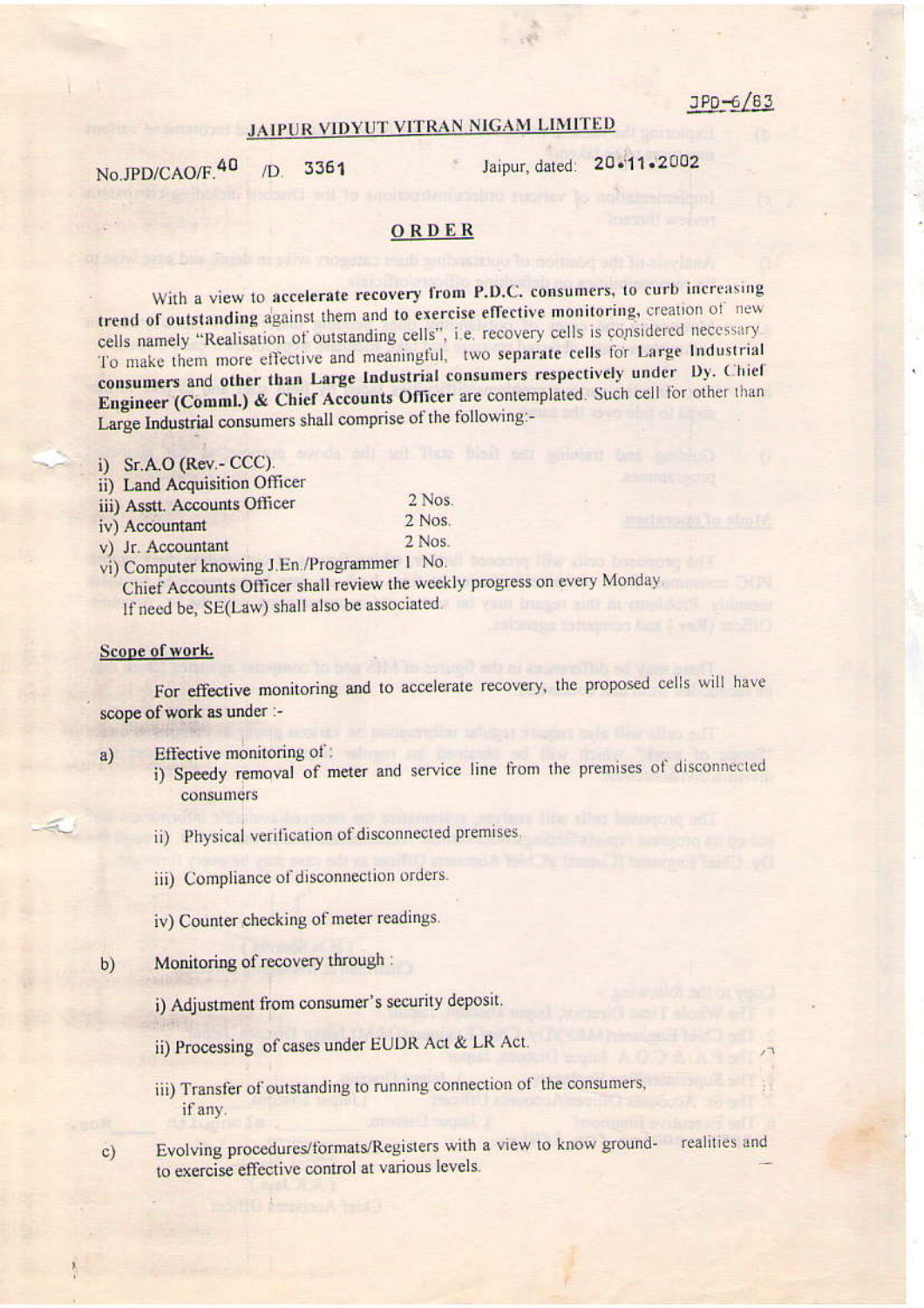JPD-6/83

# JAIPUR VIDYUT VITRAN NIGAM LIMITED

No.JPD/CAO/F.40 /D. 3361 Jaipur, dated: 20.11.2002

## ORDER

With a view to **accelerate recovery from P.D.C. consumers, to curb increasing trend of outstanding** against them and **to exercise effective monitoring**, creation of new cells namely "Realisation of outstanding cells", i.e. recovery cells is considered necessary. To make them more effective and meaningful, two **separate cells for Large Industrial consumers** and **other than Large Industrial consumers** respectively under **Dy. Chief Engineer (Comml.) & Chief Accounts Officer** are contemplated. Such cell for other than Large Industrial consumers shall comprise of the following:-

i) Sr.A.O (Rev.- CCC).
ii) Land Acquisition Officer
iii) Asstt. Accounts Officer 2 Nos.
iv) Accountant 2 Nos.
v) Jr. Accountant 2 Nos.
vi) Computer knowing J.En./Programmer 1 No.

Chief Accounts Officer shall review the weekly progress on every Monday.
If need be, SE(Law) shall also be associated.

### Scope of work.

For effective monitoring and to accelerate recovery, the proposed cells will have scope of work as under :-

a) Effective monitoring of :
   i) Speedy removal of meter and service line from the premises of disconnected consumers
   ii) Physical verification of disconnected premises.
   iii) Compliance of disconnection orders.
   iv) Counter checking of meter readings.

b) Monitoring of recovery through :
   i) Adjustment from consumer's security deposit.
   ii) Processing of cases under EUDR Act & LR Act.
   iii) Transfer of outstanding to running connection of the consumers, if any.

c) Evolving procedures/formats/Registers with a view to know ground- realities and to exercise effective control at various levels.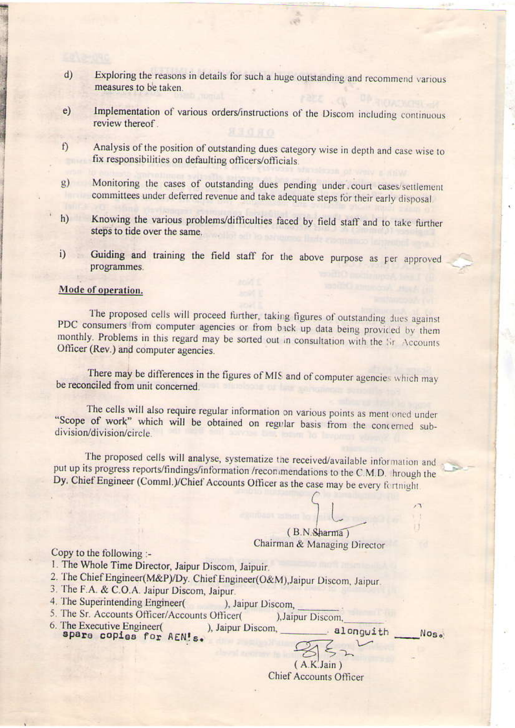d) Exploring the reasons in details for such a huge outstanding and recommend various measures to be taken.

e) Implementation of various orders/instructions of the Discom including continuous review thereof.

f) Analysis of the position of outstanding dues category wise in depth and case wise to fix responsibilities on defaulting officers/officials.

g) Monitoring the cases of outstanding dues pending under court cases/settlement committees under deferred revenue and take adequate steps for their early disposal.

h) Knowing the various problems/difficulties faced by field staff and to take further steps to tide over the same.

i) Guiding and training the field staff for the above purpose as per approved programmes.

**Mode of operation.**

The proposed cells will proceed further, taking figures of outstanding dues against PDC consumers from computer agencies or from back up data being provided by them monthly. Problems in this regard may be sorted out in consultation with the Sr. Accounts Officer (Rev.) and computer agencies.

There may be differences in the figures of MIS and of computer agencies which may be reconciled from unit concerned.

The cells will also require regular information on various points as mentioned under "Scope of work" which will be obtained on regular basis from the concerned sub-division/division/circle.

The proposed cells will analyse, systematize the received/available information and put up its progress reports/findings/information /recommendations to the C.M.D. through the Dy. Chief Engineer (Comml.)/Chief Accounts Officer as the case may be every fortnight.

(B.N.Sharma)
Chairman & Managing Director

Copy to the following :-

1. The Whole Time Director, Jaipur Discom, Jaipuir.
2. The Chief Engineer(M&P)/Dy. Chief Engineer(O&M),Jaipur Discom, Jaipur.
3. The F.A. & C.O.A. Jaipur Discom, Jaipur.
4. The Superintending Engineer( ), Jaipur Discom, ________.
5. The Sr. Accounts Officer/Accounts Officer( ),Jaipur Discom, ________
6. The Executive Engineer( ), Jaipur Discom, ________ alongwith ____ Nos. spare copies for AEN's.

(A.K.Jain)
Chief Accounts Officer